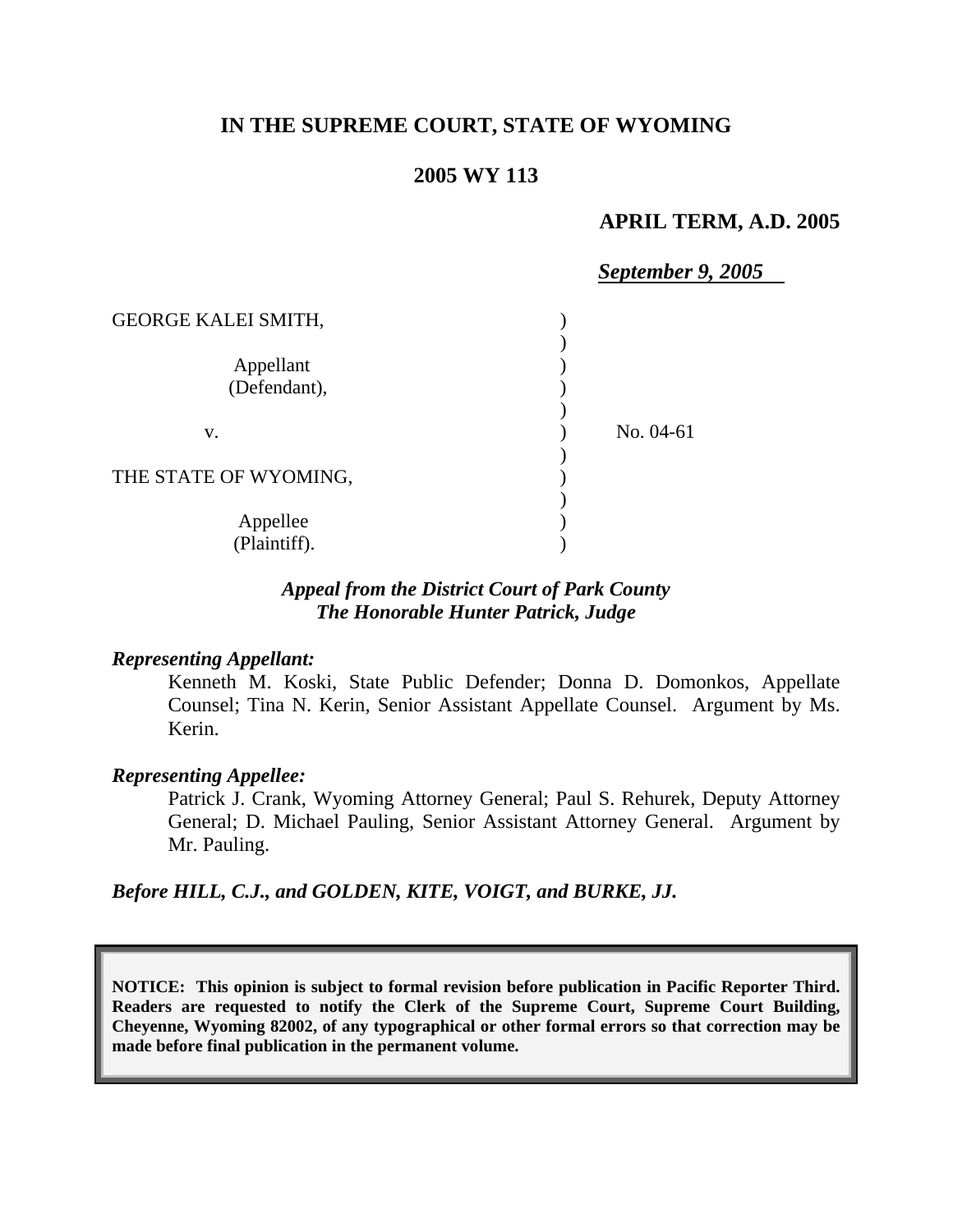**IN THE SUPREME COURT, STATE OF WYOMING**

**2005 WY 113**

**APRIL TERM, A.D. 2005**

***September 9, 2005***

| | | |
|---|---|---|
| GEORGE KALEI SMITH, | ) | |
| | ) | |
| Appellant | ) | |
| (Defendant), | ) | |
| | ) | |
| v. | ) | No. 04-61 |
| | ) | |
| THE STATE OF WYOMING, | ) | |
| | ) | |
| Appellee | ) | |
| (Plaintiff). | ) | |

***Appeal from the District Court of Park County***
***The Honorable Hunter Patrick, Judge***

***Representing Appellant:***

Kenneth M. Koski, State Public Defender; Donna D. Domonkos, Appellate Counsel; Tina N. Kerin, Senior Assistant Appellate Counsel. Argument by Ms. Kerin.

***Representing Appellee:***

Patrick J. Crank, Wyoming Attorney General; Paul S. Rehurek, Deputy Attorney General; D. Michael Pauling, Senior Assistant Attorney General. Argument by Mr. Pauling.

***Before HILL, C.J., and GOLDEN, KITE, VOIGT, and BURKE, JJ.***

**NOTICE: This opinion is subject to formal revision before publication in Pacific Reporter Third. Readers are requested to notify the Clerk of the Supreme Court, Supreme Court Building, Cheyenne, Wyoming 82002, of any typographical or other formal errors so that correction may be made before final publication in the permanent volume.**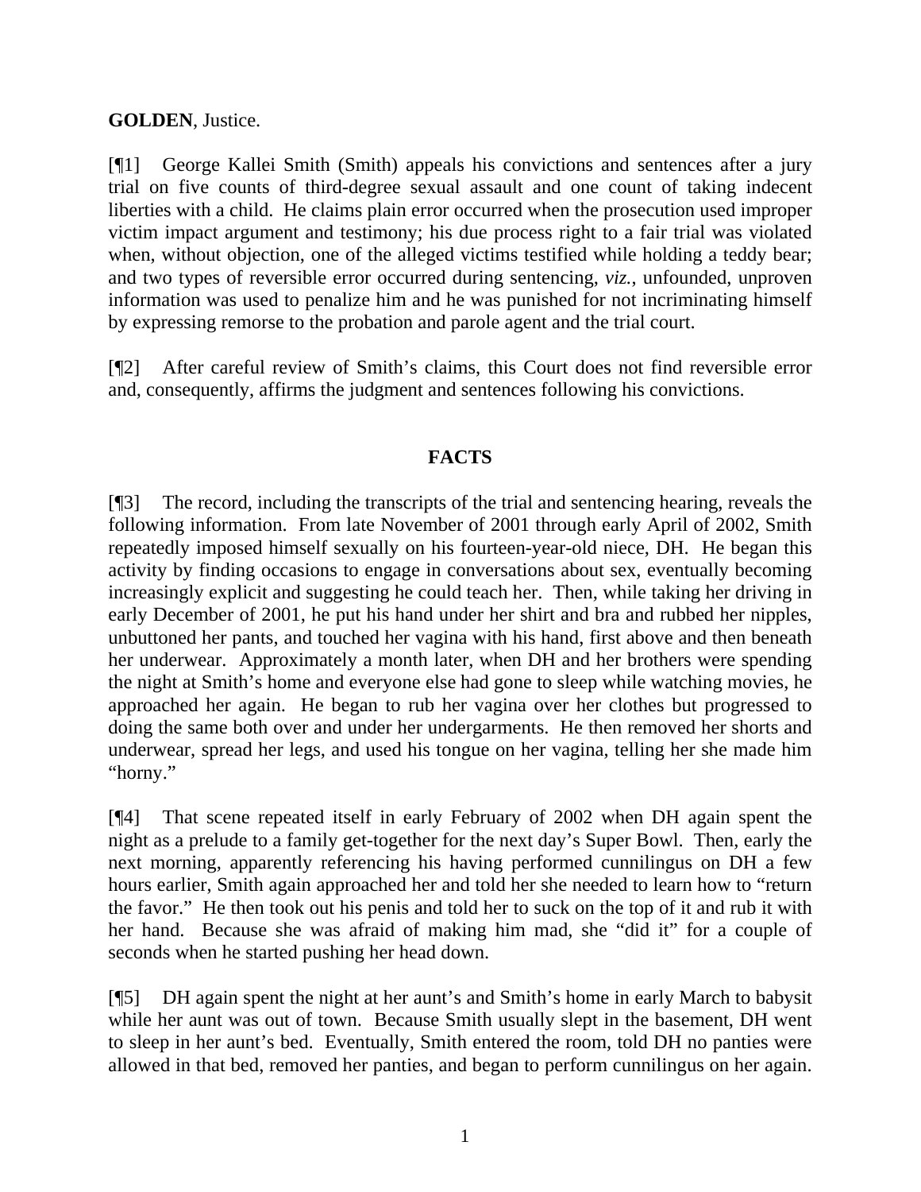**GOLDEN**, Justice.

[¶1] George Kallei Smith (Smith) appeals his convictions and sentences after a jury trial on five counts of third-degree sexual assault and one count of taking indecent liberties with a child. He claims plain error occurred when the prosecution used improper victim impact argument and testimony; his due process right to a fair trial was violated when, without objection, one of the alleged victims testified while holding a teddy bear; and two types of reversible error occurred during sentencing, *viz.*, unfounded, unproven information was used to penalize him and he was punished for not incriminating himself by expressing remorse to the probation and parole agent and the trial court.

[¶2] After careful review of Smith's claims, this Court does not find reversible error and, consequently, affirms the judgment and sentences following his convictions.

## FACTS

[¶3] The record, including the transcripts of the trial and sentencing hearing, reveals the following information. From late November of 2001 through early April of 2002, Smith repeatedly imposed himself sexually on his fourteen-year-old niece, DH. He began this activity by finding occasions to engage in conversations about sex, eventually becoming increasingly explicit and suggesting he could teach her. Then, while taking her driving in early December of 2001, he put his hand under her shirt and bra and rubbed her nipples, unbuttoned her pants, and touched her vagina with his hand, first above and then beneath her underwear. Approximately a month later, when DH and her brothers were spending the night at Smith's home and everyone else had gone to sleep while watching movies, he approached her again. He began to rub her vagina over her clothes but progressed to doing the same both over and under her undergarments. He then removed her shorts and underwear, spread her legs, and used his tongue on her vagina, telling her she made him "horny."

[¶4] That scene repeated itself in early February of 2002 when DH again spent the night as a prelude to a family get-together for the next day's Super Bowl. Then, early the next morning, apparently referencing his having performed cunnilingus on DH a few hours earlier, Smith again approached her and told her she needed to learn how to "return the favor." He then took out his penis and told her to suck on the top of it and rub it with her hand. Because she was afraid of making him mad, she "did it" for a couple of seconds when he started pushing her head down.

[¶5] DH again spent the night at her aunt's and Smith's home in early March to babysit while her aunt was out of town. Because Smith usually slept in the basement, DH went to sleep in her aunt's bed. Eventually, Smith entered the room, told DH no panties were allowed in that bed, removed her panties, and began to perform cunnilingus on her again.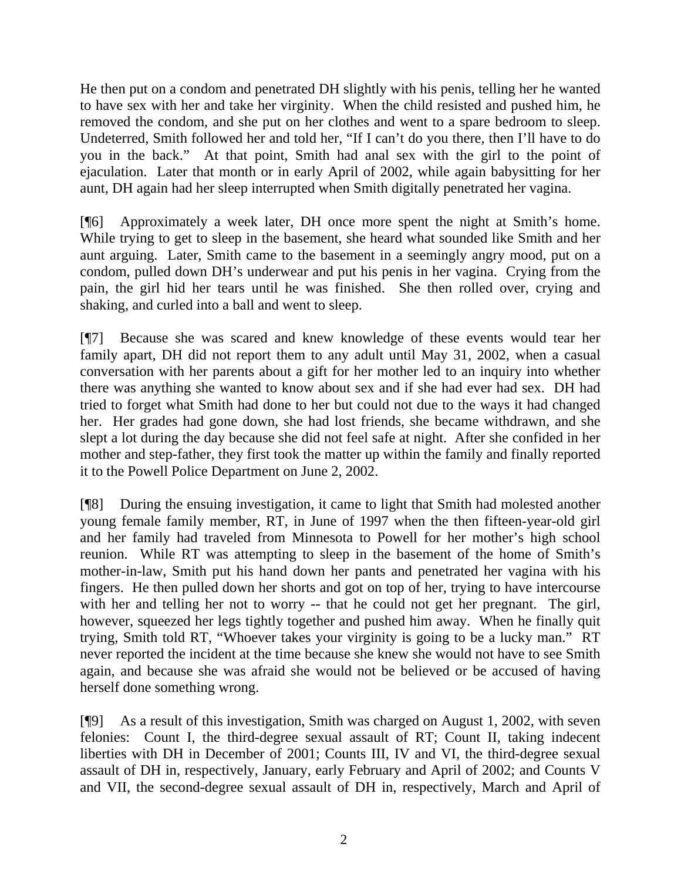He then put on a condom and penetrated DH slightly with his penis, telling her he wanted to have sex with her and take her virginity. When the child resisted and pushed him, he removed the condom, and she put on her clothes and went to a spare bedroom to sleep. Undeterred, Smith followed her and told her, "If I can't do you there, then I'll have to do you in the back." At that point, Smith had anal sex with the girl to the point of ejaculation. Later that month or in early April of 2002, while again babysitting for her aunt, DH again had her sleep interrupted when Smith digitally penetrated her vagina.

[¶6] Approximately a week later, DH once more spent the night at Smith's home. While trying to get to sleep in the basement, she heard what sounded like Smith and her aunt arguing. Later, Smith came to the basement in a seemingly angry mood, put on a condom, pulled down DH's underwear and put his penis in her vagina. Crying from the pain, the girl hid her tears until he was finished. She then rolled over, crying and shaking, and curled into a ball and went to sleep.

[¶7] Because she was scared and knew knowledge of these events would tear her family apart, DH did not report them to any adult until May 31, 2002, when a casual conversation with her parents about a gift for her mother led to an inquiry into whether there was anything she wanted to know about sex and if she had ever had sex. DH had tried to forget what Smith had done to her but could not due to the ways it had changed her. Her grades had gone down, she had lost friends, she became withdrawn, and she slept a lot during the day because she did not feel safe at night. After she confided in her mother and step-father, they first took the matter up within the family and finally reported it to the Powell Police Department on June 2, 2002.

[¶8] During the ensuing investigation, it came to light that Smith had molested another young female family member, RT, in June of 1997 when the then fifteen-year-old girl and her family had traveled from Minnesota to Powell for her mother's high school reunion. While RT was attempting to sleep in the basement of the home of Smith's mother-in-law, Smith put his hand down her pants and penetrated her vagina with his fingers. He then pulled down her shorts and got on top of her, trying to have intercourse with her and telling her not to worry -- that he could not get her pregnant. The girl, however, squeezed her legs tightly together and pushed him away. When he finally quit trying, Smith told RT, "Whoever takes your virginity is going to be a lucky man." RT never reported the incident at the time because she knew she would not have to see Smith again, and because she was afraid she would not be believed or be accused of having herself done something wrong.

[¶9] As a result of this investigation, Smith was charged on August 1, 2002, with seven felonies: Count I, the third-degree sexual assault of RT; Count II, taking indecent liberties with DH in December of 2001; Counts III, IV and VI, the third-degree sexual assault of DH in, respectively, January, early February and April of 2002; and Counts V and VII, the second-degree sexual assault of DH in, respectively, March and April of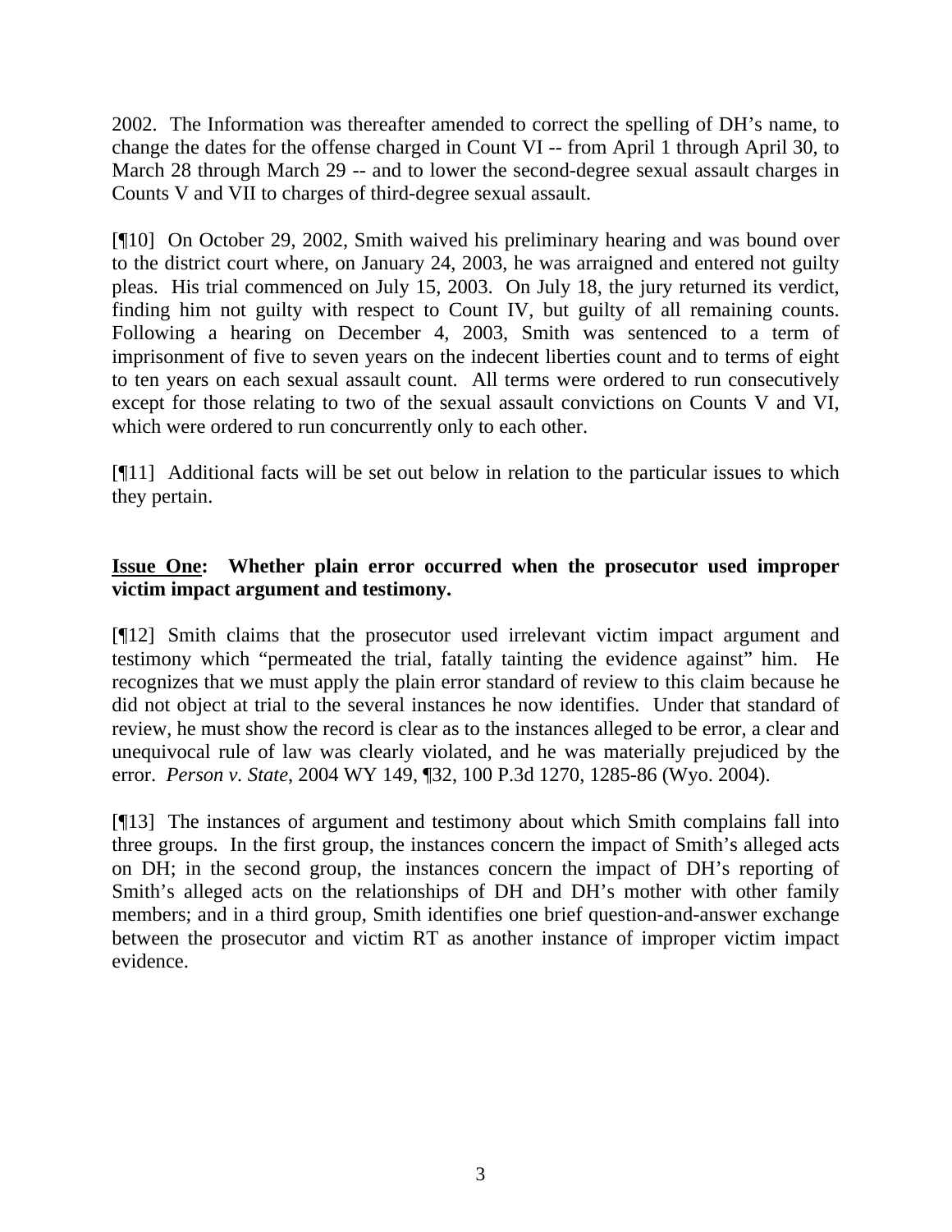2002. The Information was thereafter amended to correct the spelling of DH's name, to change the dates for the offense charged in Count VI -- from April 1 through April 30, to March 28 through March 29 -- and to lower the second-degree sexual assault charges in Counts V and VII to charges of third-degree sexual assault.

[¶10] On October 29, 2002, Smith waived his preliminary hearing and was bound over to the district court where, on January 24, 2003, he was arraigned and entered not guilty pleas. His trial commenced on July 15, 2003. On July 18, the jury returned its verdict, finding him not guilty with respect to Count IV, but guilty of all remaining counts. Following a hearing on December 4, 2003, Smith was sentenced to a term of imprisonment of five to seven years on the indecent liberties count and to terms of eight to ten years on each sexual assault count. All terms were ordered to run consecutively except for those relating to two of the sexual assault convictions on Counts V and VI, which were ordered to run concurrently only to each other.

[¶11] Additional facts will be set out below in relation to the particular issues to which they pertain.

**<u>Issue One</u>: Whether plain error occurred when the prosecutor used improper victim impact argument and testimony.**

[¶12] Smith claims that the prosecutor used irrelevant victim impact argument and testimony which "permeated the trial, fatally tainting the evidence against" him. He recognizes that we must apply the plain error standard of review to this claim because he did not object at trial to the several instances he now identifies. Under that standard of review, he must show the record is clear as to the instances alleged to be error, a clear and unequivocal rule of law was clearly violated, and he was materially prejudiced by the error. *Person v. State*, 2004 WY 149, ¶32, 100 P.3d 1270, 1285-86 (Wyo. 2004).

[¶13] The instances of argument and testimony about which Smith complains fall into three groups. In the first group, the instances concern the impact of Smith's alleged acts on DH; in the second group, the instances concern the impact of DH's reporting of Smith's alleged acts on the relationships of DH and DH's mother with other family members; and in a third group, Smith identifies one brief question-and-answer exchange between the prosecutor and victim RT as another instance of improper victim impact evidence.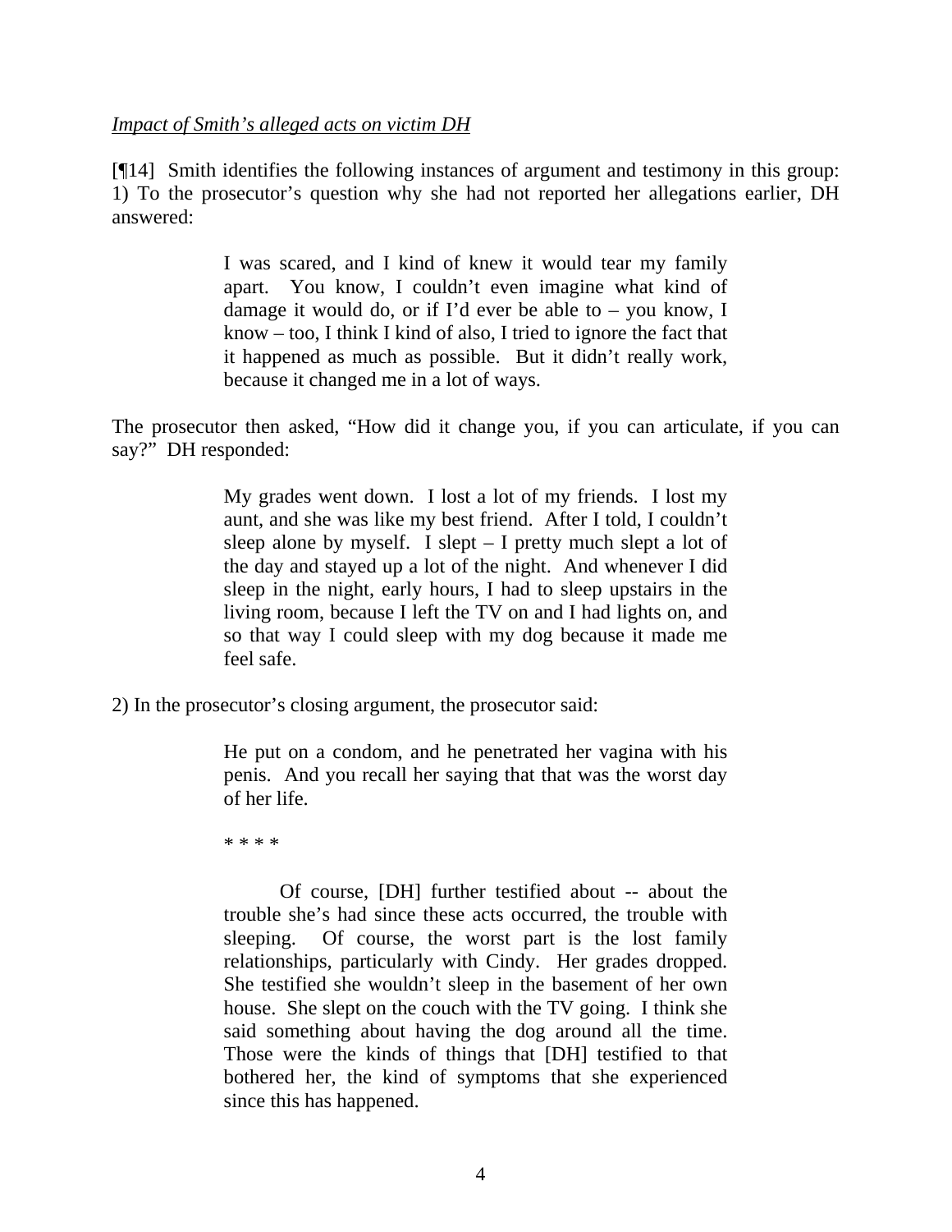*Impact of Smith's alleged acts on victim DH*

[¶14] Smith identifies the following instances of argument and testimony in this group: 1) To the prosecutor's question why she had not reported her allegations earlier, DH answered:

> I was scared, and I kind of knew it would tear my family apart. You know, I couldn't even imagine what kind of damage it would do, or if I'd ever be able to – you know, I know – too, I think I kind of also, I tried to ignore the fact that it happened as much as possible. But it didn't really work, because it changed me in a lot of ways.

The prosecutor then asked, "How did it change you, if you can articulate, if you can say?" DH responded:

> My grades went down. I lost a lot of my friends. I lost my aunt, and she was like my best friend. After I told, I couldn't sleep alone by myself. I slept – I pretty much slept a lot of the day and stayed up a lot of the night. And whenever I did sleep in the night, early hours, I had to sleep upstairs in the living room, because I left the TV on and I had lights on, and so that way I could sleep with my dog because it made me feel safe.

2) In the prosecutor's closing argument, the prosecutor said:

> He put on a condom, and he penetrated her vagina with his penis. And you recall her saying that that was the worst day of her life.
>
> * * * *
>
> Of course, [DH] further testified about -- about the trouble she's had since these acts occurred, the trouble with sleeping. Of course, the worst part is the lost family relationships, particularly with Cindy. Her grades dropped. She testified she wouldn't sleep in the basement of her own house. She slept on the couch with the TV going. I think she said something about having the dog around all the time. Those were the kinds of things that [DH] testified to that bothered her, the kind of symptoms that she experienced since this has happened.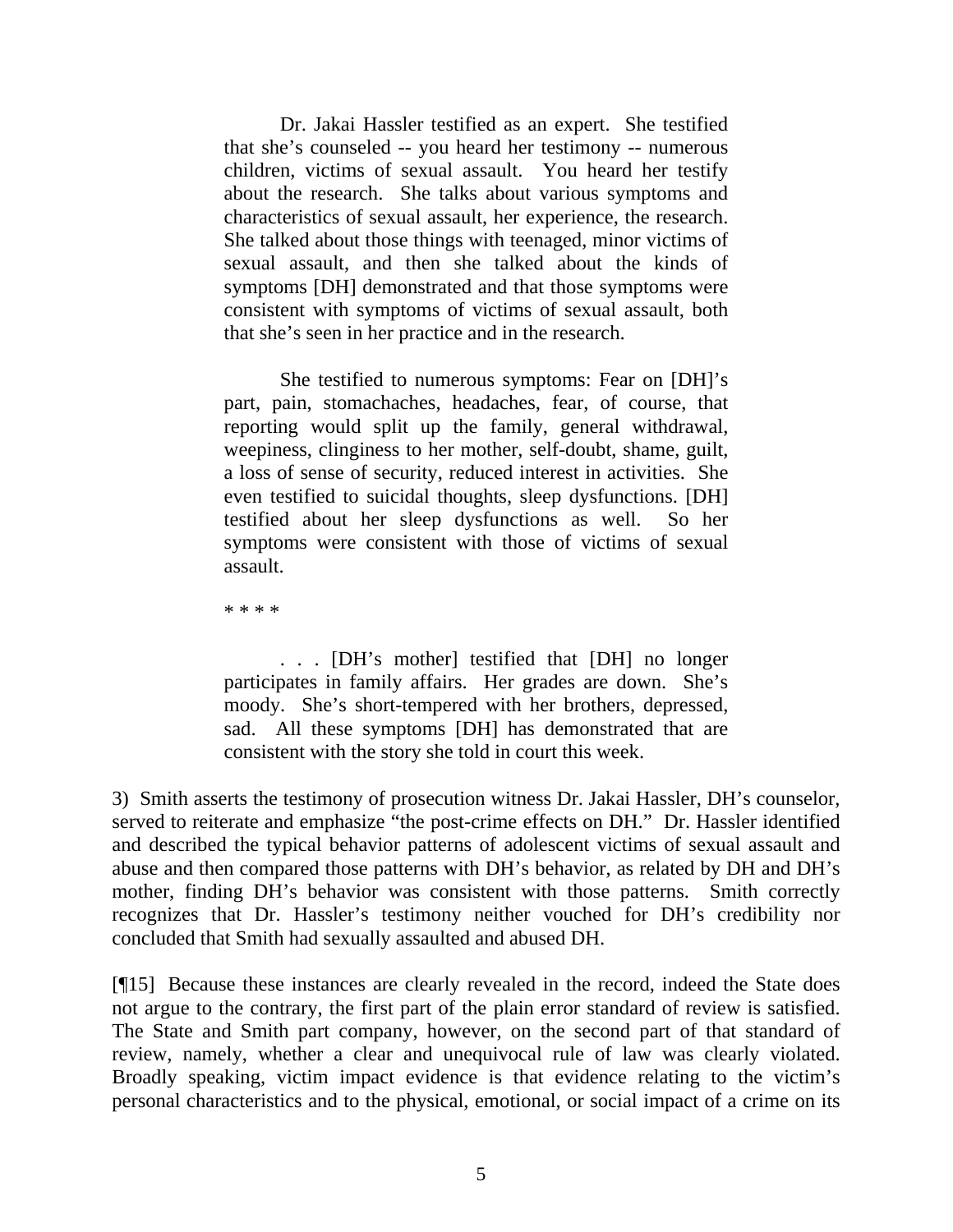> Dr. Jakai Hassler testified as an expert. She testified that she's counseled -- you heard her testimony -- numerous children, victims of sexual assault. You heard her testify about the research. She talks about various symptoms and characteristics of sexual assault, her experience, the research. She talked about those things with teenaged, minor victims of sexual assault, and then she talked about the kinds of symptoms [DH] demonstrated and that those symptoms were consistent with symptoms of victims of sexual assault, both that she's seen in her practice and in the research.
>
> She testified to numerous symptoms: Fear on [DH]'s part, pain, stomachaches, headaches, fear, of course, that reporting would split up the family, general withdrawal, weepiness, clinginess to her mother, self-doubt, shame, guilt, a loss of sense of security, reduced interest in activities. She even testified to suicidal thoughts, sleep dysfunctions. [DH] testified about her sleep dysfunctions as well. So her symptoms were consistent with those of victims of sexual assault.
>
> * * * *
>
> . . . [DH's mother] testified that [DH] no longer participates in family affairs. Her grades are down. She's moody. She's short-tempered with her brothers, depressed, sad. All these symptoms [DH] has demonstrated that are consistent with the story she told in court this week.

3) Smith asserts the testimony of prosecution witness Dr. Jakai Hassler, DH's counselor, served to reiterate and emphasize "the post-crime effects on DH." Dr. Hassler identified and described the typical behavior patterns of adolescent victims of sexual assault and abuse and then compared those patterns with DH's behavior, as related by DH and DH's mother, finding DH's behavior was consistent with those patterns. Smith correctly recognizes that Dr. Hassler's testimony neither vouched for DH's credibility nor concluded that Smith had sexually assaulted and abused DH.

[¶15] Because these instances are clearly revealed in the record, indeed the State does not argue to the contrary, the first part of the plain error standard of review is satisfied. The State and Smith part company, however, on the second part of that standard of review, namely, whether a clear and unequivocal rule of law was clearly violated. Broadly speaking, victim impact evidence is that evidence relating to the victim's personal characteristics and to the physical, emotional, or social impact of a crime on its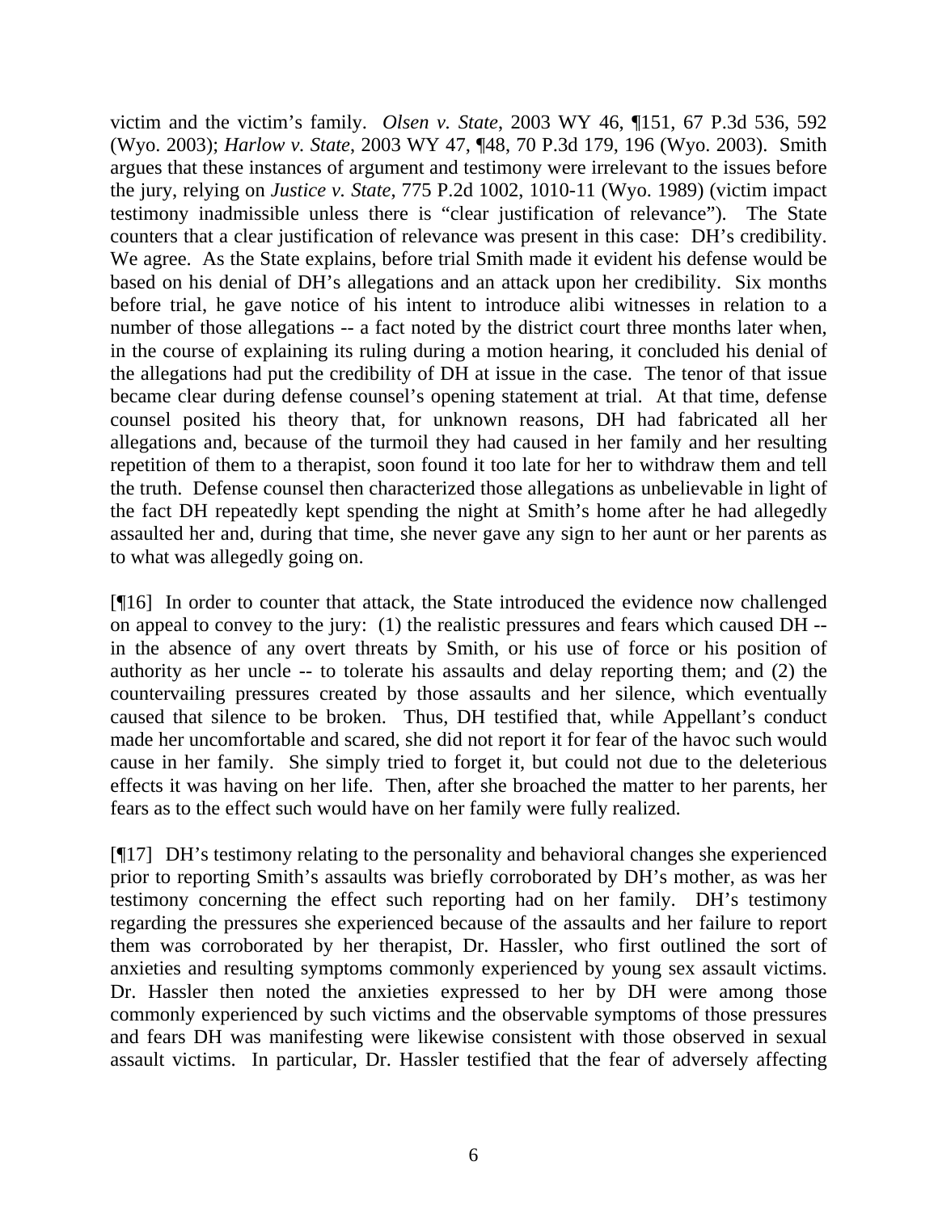victim and the victim's family. *Olsen v. State*, 2003 WY 46, ¶151, 67 P.3d 536, 592 (Wyo. 2003); *Harlow v. State*, 2003 WY 47, ¶48, 70 P.3d 179, 196 (Wyo. 2003). Smith argues that these instances of argument and testimony were irrelevant to the issues before the jury, relying on *Justice v. State*, 775 P.2d 1002, 1010-11 (Wyo. 1989) (victim impact testimony inadmissible unless there is "clear justification of relevance"). The State counters that a clear justification of relevance was present in this case: DH's credibility. We agree. As the State explains, before trial Smith made it evident his defense would be based on his denial of DH's allegations and an attack upon her credibility. Six months before trial, he gave notice of his intent to introduce alibi witnesses in relation to a number of those allegations -- a fact noted by the district court three months later when, in the course of explaining its ruling during a motion hearing, it concluded his denial of the allegations had put the credibility of DH at issue in the case. The tenor of that issue became clear during defense counsel's opening statement at trial. At that time, defense counsel posited his theory that, for unknown reasons, DH had fabricated all her allegations and, because of the turmoil they had caused in her family and her resulting repetition of them to a therapist, soon found it too late for her to withdraw them and tell the truth. Defense counsel then characterized those allegations as unbelievable in light of the fact DH repeatedly kept spending the night at Smith's home after he had allegedly assaulted her and, during that time, she never gave any sign to her aunt or her parents as to what was allegedly going on.

[¶16] In order to counter that attack, the State introduced the evidence now challenged on appeal to convey to the jury: (1) the realistic pressures and fears which caused DH -- in the absence of any overt threats by Smith, or his use of force or his position of authority as her uncle -- to tolerate his assaults and delay reporting them; and (2) the countervailing pressures created by those assaults and her silence, which eventually caused that silence to be broken. Thus, DH testified that, while Appellant's conduct made her uncomfortable and scared, she did not report it for fear of the havoc such would cause in her family. She simply tried to forget it, but could not due to the deleterious effects it was having on her life. Then, after she broached the matter to her parents, her fears as to the effect such would have on her family were fully realized.

[¶17] DH's testimony relating to the personality and behavioral changes she experienced prior to reporting Smith's assaults was briefly corroborated by DH's mother, as was her testimony concerning the effect such reporting had on her family. DH's testimony regarding the pressures she experienced because of the assaults and her failure to report them was corroborated by her therapist, Dr. Hassler, who first outlined the sort of anxieties and resulting symptoms commonly experienced by young sex assault victims. Dr. Hassler then noted the anxieties expressed to her by DH were among those commonly experienced by such victims and the observable symptoms of those pressures and fears DH was manifesting were likewise consistent with those observed in sexual assault victims. In particular, Dr. Hassler testified that the fear of adversely affecting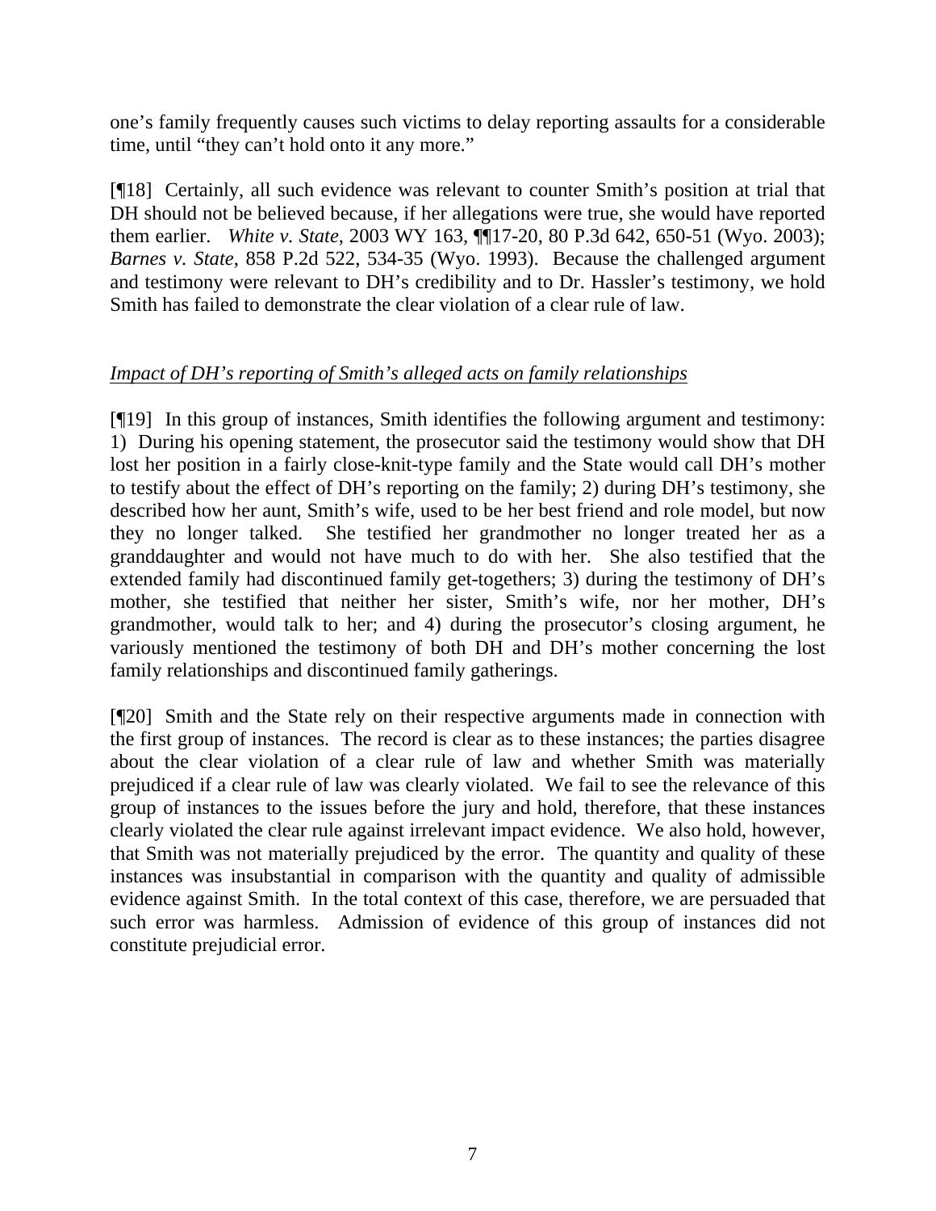one's family frequently causes such victims to delay reporting assaults for a considerable time, until "they can't hold onto it any more."

[¶18] Certainly, all such evidence was relevant to counter Smith's position at trial that DH should not be believed because, if her allegations were true, she would have reported them earlier. *White v. State*, 2003 WY 163, ¶¶17-20, 80 P.3d 642, 650-51 (Wyo. 2003); *Barnes v. State,* 858 P.2d 522, 534-35 (Wyo. 1993). Because the challenged argument and testimony were relevant to DH's credibility and to Dr. Hassler's testimony, we hold Smith has failed to demonstrate the clear violation of a clear rule of law.

*Impact of DH's reporting of Smith's alleged acts on family relationships*

[¶19] In this group of instances, Smith identifies the following argument and testimony: 1) During his opening statement, the prosecutor said the testimony would show that DH lost her position in a fairly close-knit-type family and the State would call DH's mother to testify about the effect of DH's reporting on the family; 2) during DH's testimony, she described how her aunt, Smith's wife, used to be her best friend and role model, but now they no longer talked. She testified her grandmother no longer treated her as a granddaughter and would not have much to do with her. She also testified that the extended family had discontinued family get-togethers; 3) during the testimony of DH's mother, she testified that neither her sister, Smith's wife, nor her mother, DH's grandmother, would talk to her; and 4) during the prosecutor's closing argument, he variously mentioned the testimony of both DH and DH's mother concerning the lost family relationships and discontinued family gatherings.

[¶20] Smith and the State rely on their respective arguments made in connection with the first group of instances. The record is clear as to these instances; the parties disagree about the clear violation of a clear rule of law and whether Smith was materially prejudiced if a clear rule of law was clearly violated. We fail to see the relevance of this group of instances to the issues before the jury and hold, therefore, that these instances clearly violated the clear rule against irrelevant impact evidence. We also hold, however, that Smith was not materially prejudiced by the error. The quantity and quality of these instances was insubstantial in comparison with the quantity and quality of admissible evidence against Smith. In the total context of this case, therefore, we are persuaded that such error was harmless. Admission of evidence of this group of instances did not constitute prejudicial error.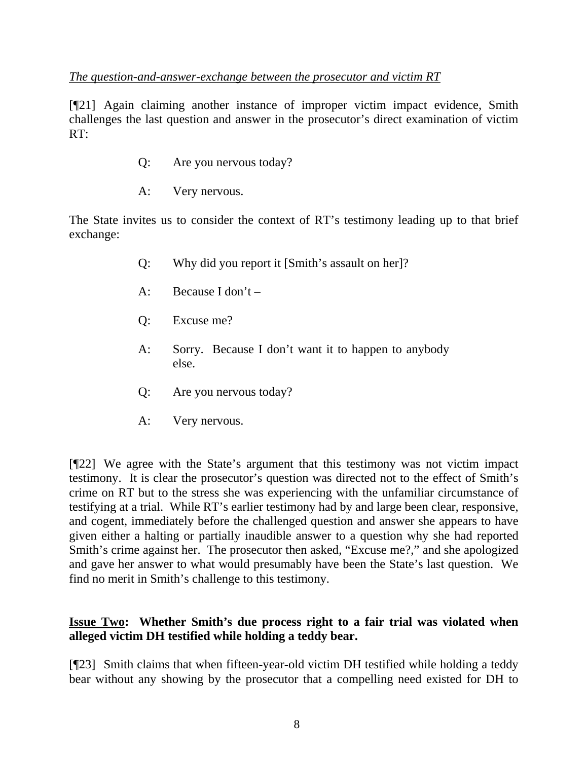*The question-and-answer-exchange between the prosecutor and victim RT*

[¶21] Again claiming another instance of improper victim impact evidence, Smith challenges the last question and answer in the prosecutor's direct examination of victim RT:

> Q: Are you nervous today?
>
> A: Very nervous.

The State invites us to consider the context of RT's testimony leading up to that brief exchange:

> Q: Why did you report it [Smith's assault on her]?
>
> A: Because I don't –
>
> Q: Excuse me?
>
> A: Sorry. Because I don't want it to happen to anybody else.
>
> Q: Are you nervous today?
>
> A: Very nervous.

[¶22] We agree with the State's argument that this testimony was not victim impact testimony. It is clear the prosecutor's question was directed not to the effect of Smith's crime on RT but to the stress she was experiencing with the unfamiliar circumstance of testifying at a trial. While RT's earlier testimony had by and large been clear, responsive, and cogent, immediately before the challenged question and answer she appears to have given either a halting or partially inaudible answer to a question why she had reported Smith's crime against her. The prosecutor then asked, "Excuse me?," and she apologized and gave her answer to what would presumably have been the State's last question. We find no merit in Smith's challenge to this testimony.

**<u>Issue Two</u>: Whether Smith's due process right to a fair trial was violated when alleged victim DH testified while holding a teddy bear.**

[¶23] Smith claims that when fifteen-year-old victim DH testified while holding a teddy bear without any showing by the prosecutor that a compelling need existed for DH to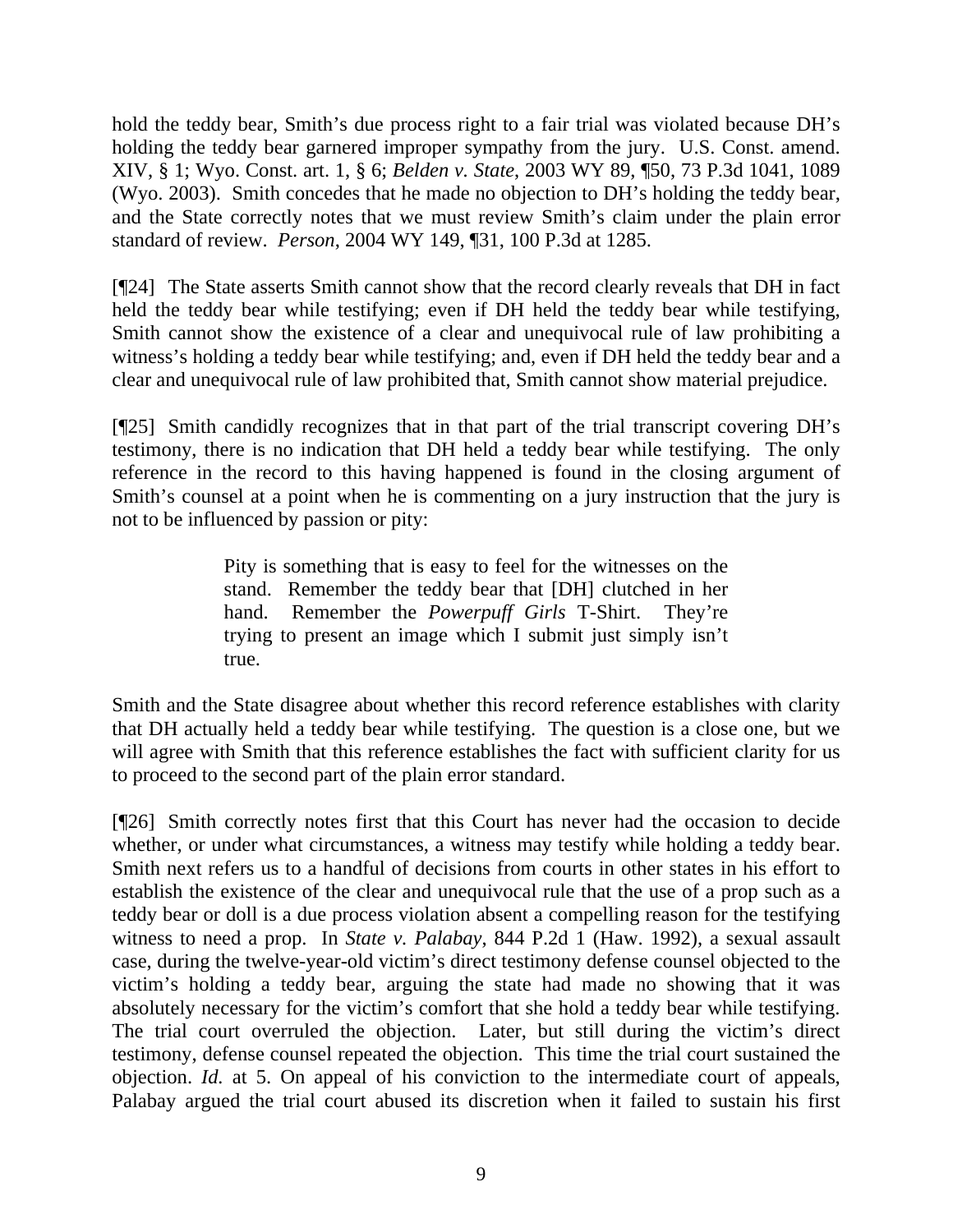hold the teddy bear, Smith's due process right to a fair trial was violated because DH's holding the teddy bear garnered improper sympathy from the jury. U.S. Const. amend. XIV, § 1; Wyo. Const. art. 1, § 6; *Belden v. State*, 2003 WY 89, ¶50, 73 P.3d 1041, 1089 (Wyo. 2003). Smith concedes that he made no objection to DH's holding the teddy bear, and the State correctly notes that we must review Smith's claim under the plain error standard of review. *Person*, 2004 WY 149, ¶31, 100 P.3d at 1285.

[¶24] The State asserts Smith cannot show that the record clearly reveals that DH in fact held the teddy bear while testifying; even if DH held the teddy bear while testifying, Smith cannot show the existence of a clear and unequivocal rule of law prohibiting a witness's holding a teddy bear while testifying; and, even if DH held the teddy bear and a clear and unequivocal rule of law prohibited that, Smith cannot show material prejudice.

[¶25] Smith candidly recognizes that in that part of the trial transcript covering DH's testimony, there is no indication that DH held a teddy bear while testifying. The only reference in the record to this having happened is found in the closing argument of Smith's counsel at a point when he is commenting on a jury instruction that the jury is not to be influenced by passion or pity:

> Pity is something that is easy to feel for the witnesses on the stand. Remember the teddy bear that [DH] clutched in her hand. Remember the *Powerpuff Girls* T-Shirt. They're trying to present an image which I submit just simply isn't true.

Smith and the State disagree about whether this record reference establishes with clarity that DH actually held a teddy bear while testifying. The question is a close one, but we will agree with Smith that this reference establishes the fact with sufficient clarity for us to proceed to the second part of the plain error standard.

[¶26] Smith correctly notes first that this Court has never had the occasion to decide whether, or under what circumstances, a witness may testify while holding a teddy bear. Smith next refers us to a handful of decisions from courts in other states in his effort to establish the existence of the clear and unequivocal rule that the use of a prop such as a teddy bear or doll is a due process violation absent a compelling reason for the testifying witness to need a prop. In *State v. Palabay*, 844 P.2d 1 (Haw. 1992), a sexual assault case, during the twelve-year-old victim's direct testimony defense counsel objected to the victim's holding a teddy bear, arguing the state had made no showing that it was absolutely necessary for the victim's comfort that she hold a teddy bear while testifying. The trial court overruled the objection. Later, but still during the victim's direct testimony, defense counsel repeated the objection. This time the trial court sustained the objection. *Id.* at 5. On appeal of his conviction to the intermediate court of appeals, Palabay argued the trial court abused its discretion when it failed to sustain his first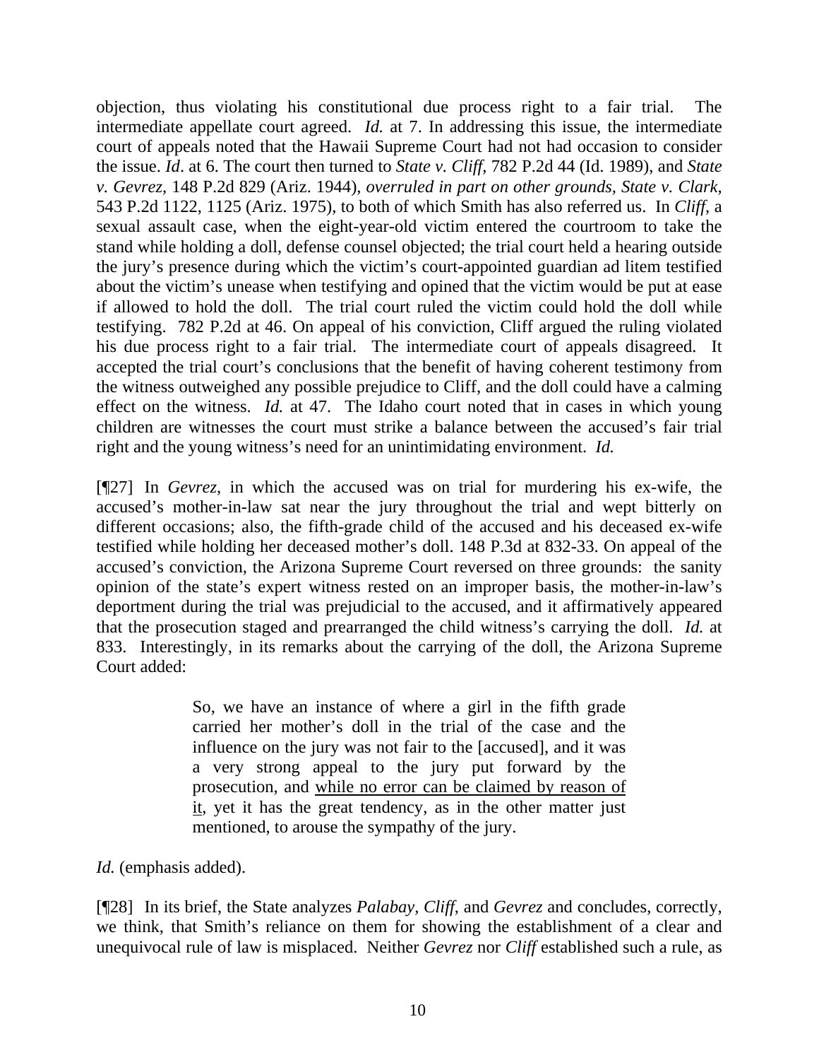objection, thus violating his constitutional due process right to a fair trial. The intermediate appellate court agreed. *Id.* at 7. In addressing this issue, the intermediate court of appeals noted that the Hawaii Supreme Court had not had occasion to consider the issue. *Id*. at 6. The court then turned to *State v. Cliff*, 782 P.2d 44 (Id. 1989), and *State v. Gevrez*, 148 P.2d 829 (Ariz. 1944), *overruled in part on other grounds, State v. Clark*, 543 P.2d 1122, 1125 (Ariz. 1975), to both of which Smith has also referred us. In *Cliff*, a sexual assault case, when the eight-year-old victim entered the courtroom to take the stand while holding a doll, defense counsel objected; the trial court held a hearing outside the jury's presence during which the victim's court-appointed guardian ad litem testified about the victim's unease when testifying and opined that the victim would be put at ease if allowed to hold the doll. The trial court ruled the victim could hold the doll while testifying. 782 P.2d at 46. On appeal of his conviction, Cliff argued the ruling violated his due process right to a fair trial. The intermediate court of appeals disagreed. It accepted the trial court's conclusions that the benefit of having coherent testimony from the witness outweighed any possible prejudice to Cliff, and the doll could have a calming effect on the witness. *Id.* at 47. The Idaho court noted that in cases in which young children are witnesses the court must strike a balance between the accused's fair trial right and the young witness's need for an unintimidating environment. *Id.*

[¶27] In *Gevrez*, in which the accused was on trial for murdering his ex-wife, the accused's mother-in-law sat near the jury throughout the trial and wept bitterly on different occasions; also, the fifth-grade child of the accused and his deceased ex-wife testified while holding her deceased mother's doll. 148 P.3d at 832-33. On appeal of the accused's conviction, the Arizona Supreme Court reversed on three grounds: the sanity opinion of the state's expert witness rested on an improper basis, the mother-in-law's deportment during the trial was prejudicial to the accused, and it affirmatively appeared that the prosecution staged and prearranged the child witness's carrying the doll. *Id.* at 833. Interestingly, in its remarks about the carrying of the doll, the Arizona Supreme Court added:

> So, we have an instance of where a girl in the fifth grade carried her mother's doll in the trial of the case and the influence on the jury was not fair to the [accused], and it was a very strong appeal to the jury put forward by the prosecution, and <u>while no error can be claimed by reason of it</u>, yet it has the great tendency, as in the other matter just mentioned, to arouse the sympathy of the jury.

*Id.* (emphasis added).

[¶28] In its brief, the State analyzes *Palabay, Cliff*, and *Gevrez* and concludes, correctly, we think, that Smith's reliance on them for showing the establishment of a clear and unequivocal rule of law is misplaced. Neither *Gevrez* nor *Cliff* established such a rule, as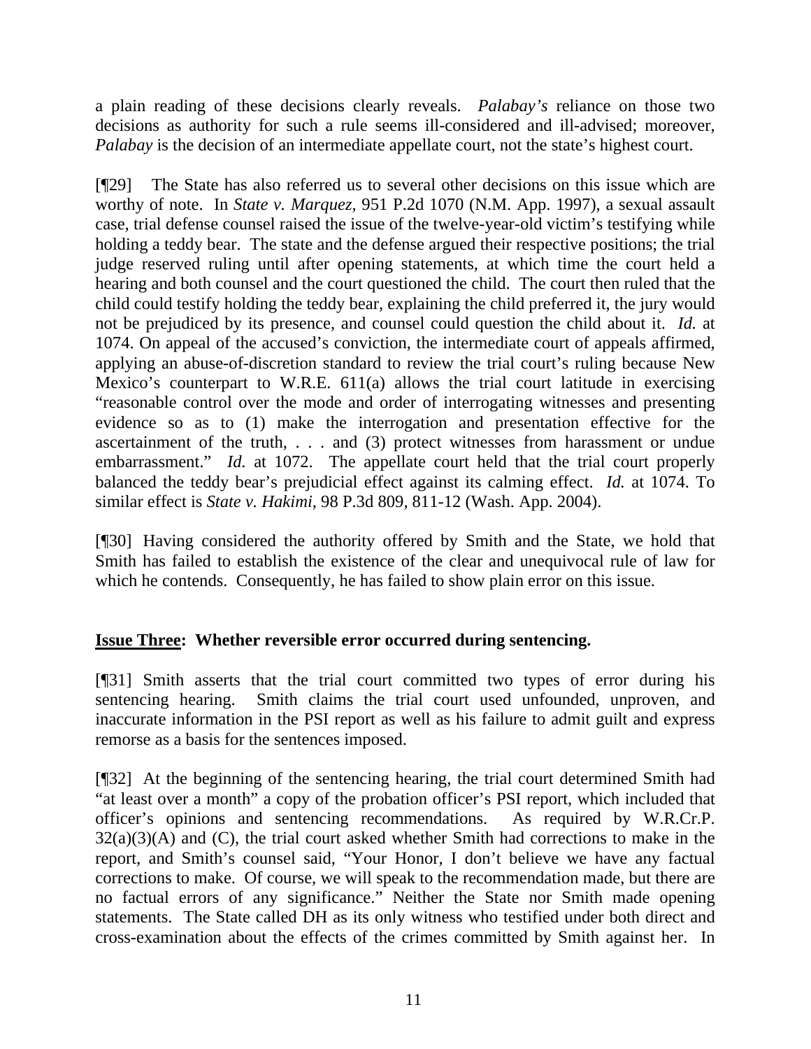a plain reading of these decisions clearly reveals. *Palabay's* reliance on those two decisions as authority for such a rule seems ill-considered and ill-advised; moreover, *Palabay* is the decision of an intermediate appellate court, not the state's highest court.

[¶29] The State has also referred us to several other decisions on this issue which are worthy of note. In *State v. Marquez*, 951 P.2d 1070 (N.M. App. 1997), a sexual assault case, trial defense counsel raised the issue of the twelve-year-old victim's testifying while holding a teddy bear. The state and the defense argued their respective positions; the trial judge reserved ruling until after opening statements, at which time the court held a hearing and both counsel and the court questioned the child. The court then ruled that the child could testify holding the teddy bear, explaining the child preferred it, the jury would not be prejudiced by its presence, and counsel could question the child about it. *Id.* at 1074. On appeal of the accused's conviction, the intermediate court of appeals affirmed, applying an abuse-of-discretion standard to review the trial court's ruling because New Mexico's counterpart to W.R.E. 611(a) allows the trial court latitude in exercising "reasonable control over the mode and order of interrogating witnesses and presenting evidence so as to (1) make the interrogation and presentation effective for the ascertainment of the truth, . . . and (3) protect witnesses from harassment or undue embarrassment." *Id.* at 1072. The appellate court held that the trial court properly balanced the teddy bear's prejudicial effect against its calming effect. *Id.* at 1074. To similar effect is *State v. Hakimi*, 98 P.3d 809, 811-12 (Wash. App. 2004).

[¶30] Having considered the authority offered by Smith and the State, we hold that Smith has failed to establish the existence of the clear and unequivocal rule of law for which he contends. Consequently, he has failed to show plain error on this issue.

**<u>Issue Three</u>: Whether reversible error occurred during sentencing.**

[¶31] Smith asserts that the trial court committed two types of error during his sentencing hearing. Smith claims the trial court used unfounded, unproven, and inaccurate information in the PSI report as well as his failure to admit guilt and express remorse as a basis for the sentences imposed.

[¶32] At the beginning of the sentencing hearing, the trial court determined Smith had "at least over a month" a copy of the probation officer's PSI report, which included that officer's opinions and sentencing recommendations. As required by W.R.Cr.P. 32(a)(3)(A) and (C), the trial court asked whether Smith had corrections to make in the report, and Smith's counsel said, "Your Honor, I don't believe we have any factual corrections to make. Of course, we will speak to the recommendation made, but there are no factual errors of any significance." Neither the State nor Smith made opening statements. The State called DH as its only witness who testified under both direct and cross-examination about the effects of the crimes committed by Smith against her. In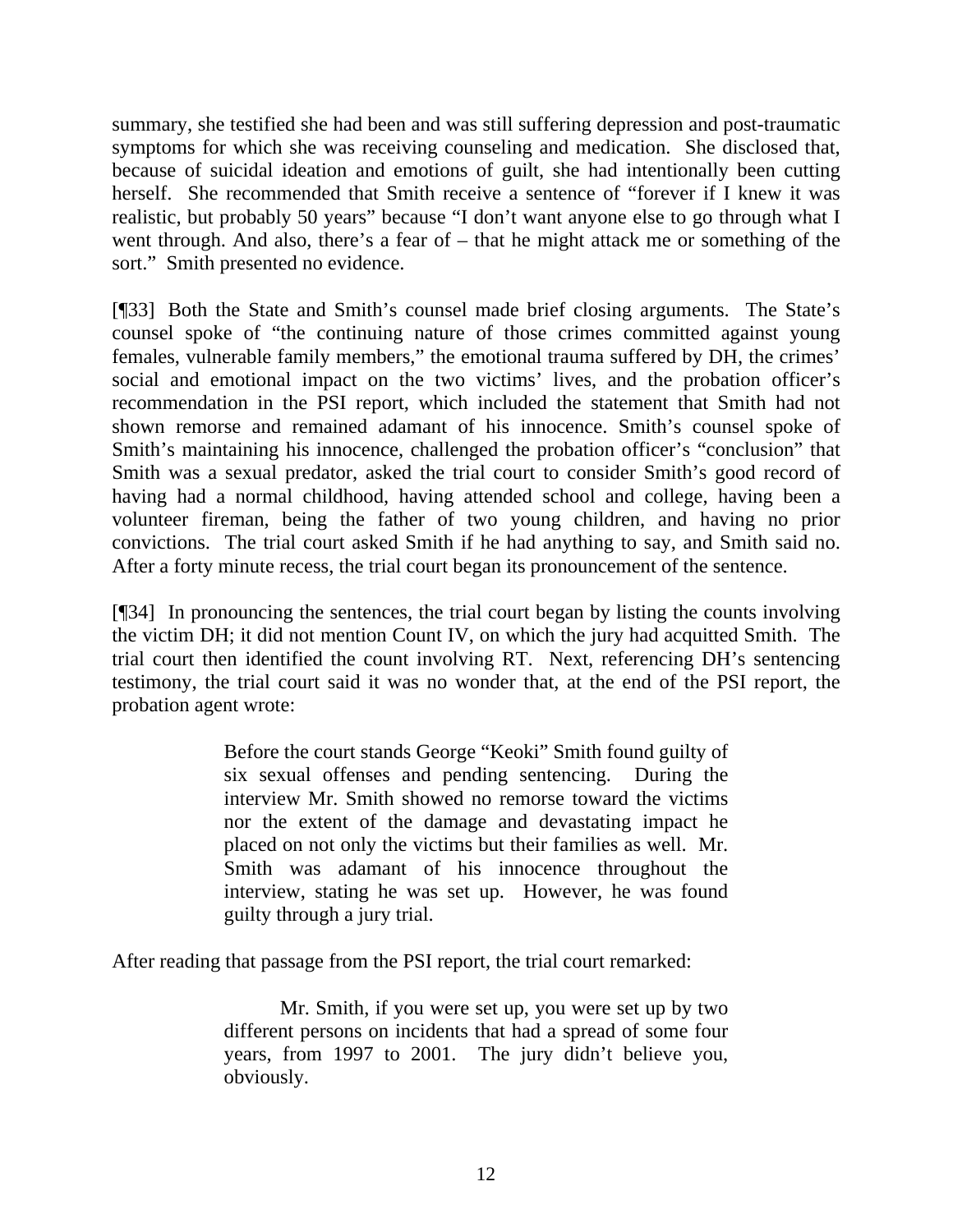summary, she testified she had been and was still suffering depression and post-traumatic symptoms for which she was receiving counseling and medication. She disclosed that, because of suicidal ideation and emotions of guilt, she had intentionally been cutting herself. She recommended that Smith receive a sentence of "forever if I knew it was realistic, but probably 50 years" because "I don't want anyone else to go through what I went through. And also, there's a fear of – that he might attack me or something of the sort." Smith presented no evidence.

[¶33] Both the State and Smith's counsel made brief closing arguments. The State's counsel spoke of "the continuing nature of those crimes committed against young females, vulnerable family members," the emotional trauma suffered by DH, the crimes' social and emotional impact on the two victims' lives, and the probation officer's recommendation in the PSI report, which included the statement that Smith had not shown remorse and remained adamant of his innocence. Smith's counsel spoke of Smith's maintaining his innocence, challenged the probation officer's "conclusion" that Smith was a sexual predator, asked the trial court to consider Smith's good record of having had a normal childhood, having attended school and college, having been a volunteer fireman, being the father of two young children, and having no prior convictions. The trial court asked Smith if he had anything to say, and Smith said no. After a forty minute recess, the trial court began its pronouncement of the sentence.

[¶34] In pronouncing the sentences, the trial court began by listing the counts involving the victim DH; it did not mention Count IV, on which the jury had acquitted Smith. The trial court then identified the count involving RT. Next, referencing DH's sentencing testimony, the trial court said it was no wonder that, at the end of the PSI report, the probation agent wrote:

> Before the court stands George "Keoki" Smith found guilty of six sexual offenses and pending sentencing. During the interview Mr. Smith showed no remorse toward the victims nor the extent of the damage and devastating impact he placed on not only the victims but their families as well. Mr. Smith was adamant of his innocence throughout the interview, stating he was set up. However, he was found guilty through a jury trial.

After reading that passage from the PSI report, the trial court remarked:

> Mr. Smith, if you were set up, you were set up by two different persons on incidents that had a spread of some four years, from 1997 to 2001. The jury didn't believe you, obviously.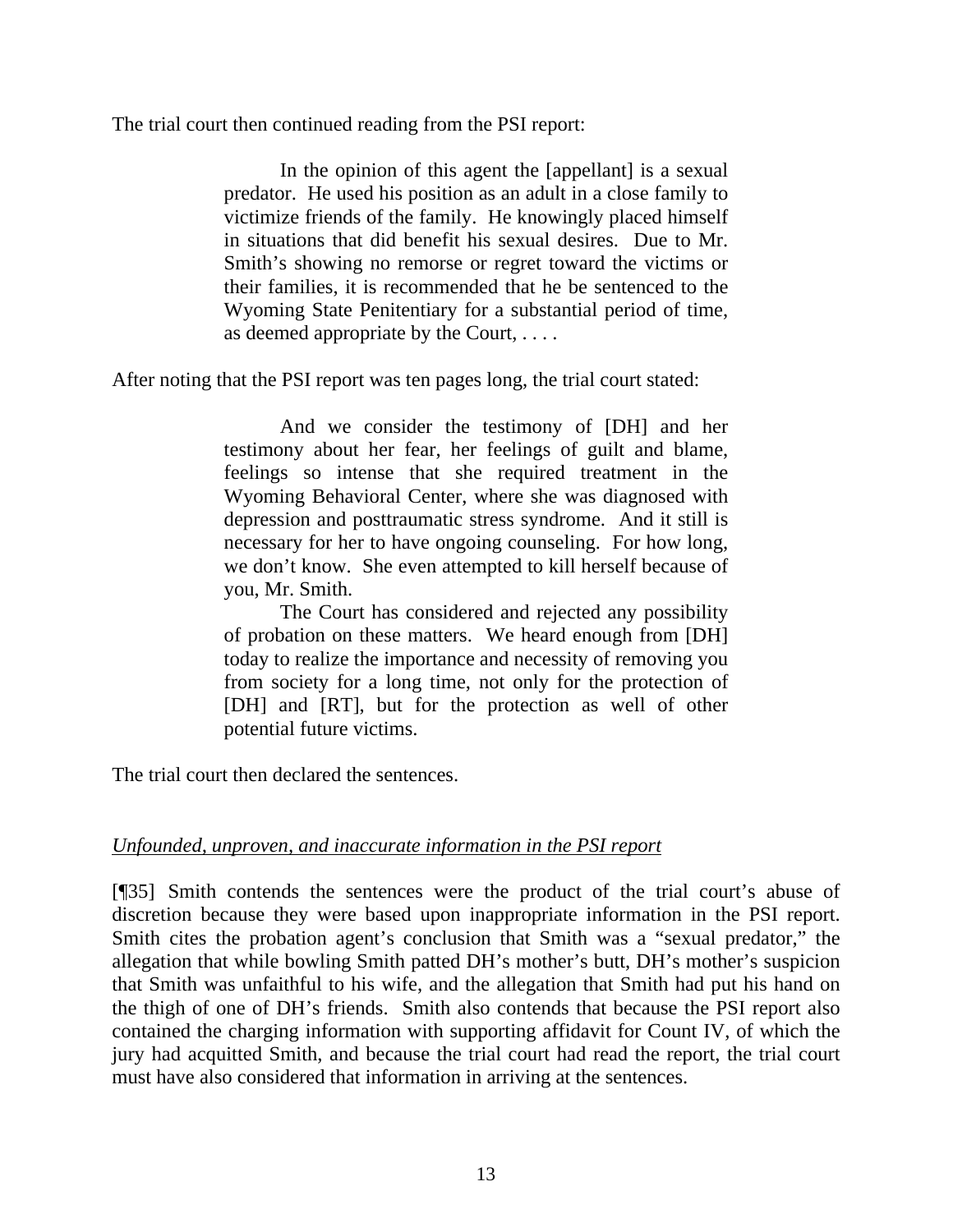The trial court then continued reading from the PSI report:

> In the opinion of this agent the [appellant] is a sexual predator. He used his position as an adult in a close family to victimize friends of the family. He knowingly placed himself in situations that did benefit his sexual desires. Due to Mr. Smith's showing no remorse or regret toward the victims or their families, it is recommended that he be sentenced to the Wyoming State Penitentiary for a substantial period of time, as deemed appropriate by the Court, . . . .

After noting that the PSI report was ten pages long, the trial court stated:

> And we consider the testimony of [DH] and her testimony about her fear, her feelings of guilt and blame, feelings so intense that she required treatment in the Wyoming Behavioral Center, where she was diagnosed with depression and posttraumatic stress syndrome. And it still is necessary for her to have ongoing counseling. For how long, we don't know. She even attempted to kill herself because of you, Mr. Smith.
>
> The Court has considered and rejected any possibility of probation on these matters. We heard enough from [DH] today to realize the importance and necessity of removing you from society for a long time, not only for the protection of [DH] and [RT], but for the protection as well of other potential future victims.

The trial court then declared the sentences.

*Unfounded, unproven, and inaccurate information in the PSI report*

[¶35] Smith contends the sentences were the product of the trial court's abuse of discretion because they were based upon inappropriate information in the PSI report. Smith cites the probation agent's conclusion that Smith was a "sexual predator," the allegation that while bowling Smith patted DH's mother's butt, DH's mother's suspicion that Smith was unfaithful to his wife, and the allegation that Smith had put his hand on the thigh of one of DH's friends. Smith also contends that because the PSI report also contained the charging information with supporting affidavit for Count IV, of which the jury had acquitted Smith, and because the trial court had read the report, the trial court must have also considered that information in arriving at the sentences.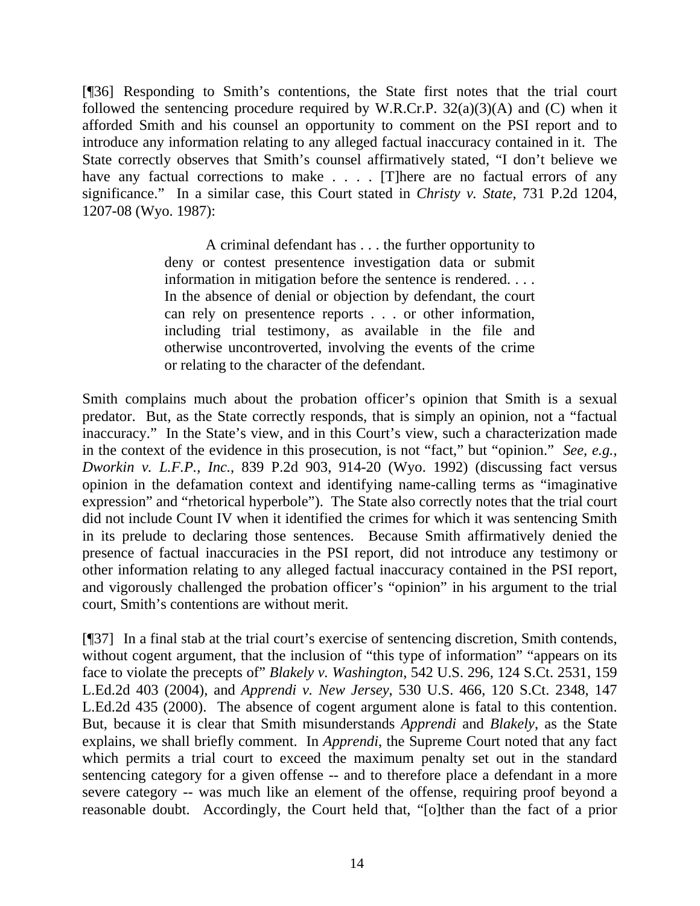[¶36] Responding to Smith's contentions, the State first notes that the trial court followed the sentencing procedure required by W.R.Cr.P. 32(a)(3)(A) and (C) when it afforded Smith and his counsel an opportunity to comment on the PSI report and to introduce any information relating to any alleged factual inaccuracy contained in it. The State correctly observes that Smith's counsel affirmatively stated, "I don't believe we have any factual corrections to make . . . . [T]here are no factual errors of any significance." In a similar case, this Court stated in *Christy v. State*, 731 P.2d 1204, 1207-08 (Wyo. 1987):

> A criminal defendant has . . . the further opportunity to deny or contest presentence investigation data or submit information in mitigation before the sentence is rendered. . . . In the absence of denial or objection by defendant, the court can rely on presentence reports . . . or other information, including trial testimony, as available in the file and otherwise uncontroverted, involving the events of the crime or relating to the character of the defendant.

Smith complains much about the probation officer's opinion that Smith is a sexual predator. But, as the State correctly responds, that is simply an opinion, not a "factual inaccuracy." In the State's view, and in this Court's view, such a characterization made in the context of the evidence in this prosecution, is not "fact," but "opinion." *See, e.g., Dworkin v. L.F.P., Inc.*, 839 P.2d 903, 914-20 (Wyo. 1992) (discussing fact versus opinion in the defamation context and identifying name-calling terms as "imaginative expression" and "rhetorical hyperbole"). The State also correctly notes that the trial court did not include Count IV when it identified the crimes for which it was sentencing Smith in its prelude to declaring those sentences. Because Smith affirmatively denied the presence of factual inaccuracies in the PSI report, did not introduce any testimony or other information relating to any alleged factual inaccuracy contained in the PSI report, and vigorously challenged the probation officer's "opinion" in his argument to the trial court, Smith's contentions are without merit.

[¶37] In a final stab at the trial court's exercise of sentencing discretion, Smith contends, without cogent argument, that the inclusion of "this type of information" "appears on its face to violate the precepts of" *Blakely v. Washington*, 542 U.S. 296, 124 S.Ct. 2531, 159 L.Ed.2d 403 (2004), and *Apprendi v. New Jersey*, 530 U.S. 466, 120 S.Ct. 2348, 147 L.Ed.2d 435 (2000). The absence of cogent argument alone is fatal to this contention. But, because it is clear that Smith misunderstands *Apprendi* and *Blakely*, as the State explains, we shall briefly comment. In *Apprendi*, the Supreme Court noted that any fact which permits a trial court to exceed the maximum penalty set out in the standard sentencing category for a given offense -- and to therefore place a defendant in a more severe category -- was much like an element of the offense, requiring proof beyond a reasonable doubt. Accordingly, the Court held that, "[o]ther than the fact of a prior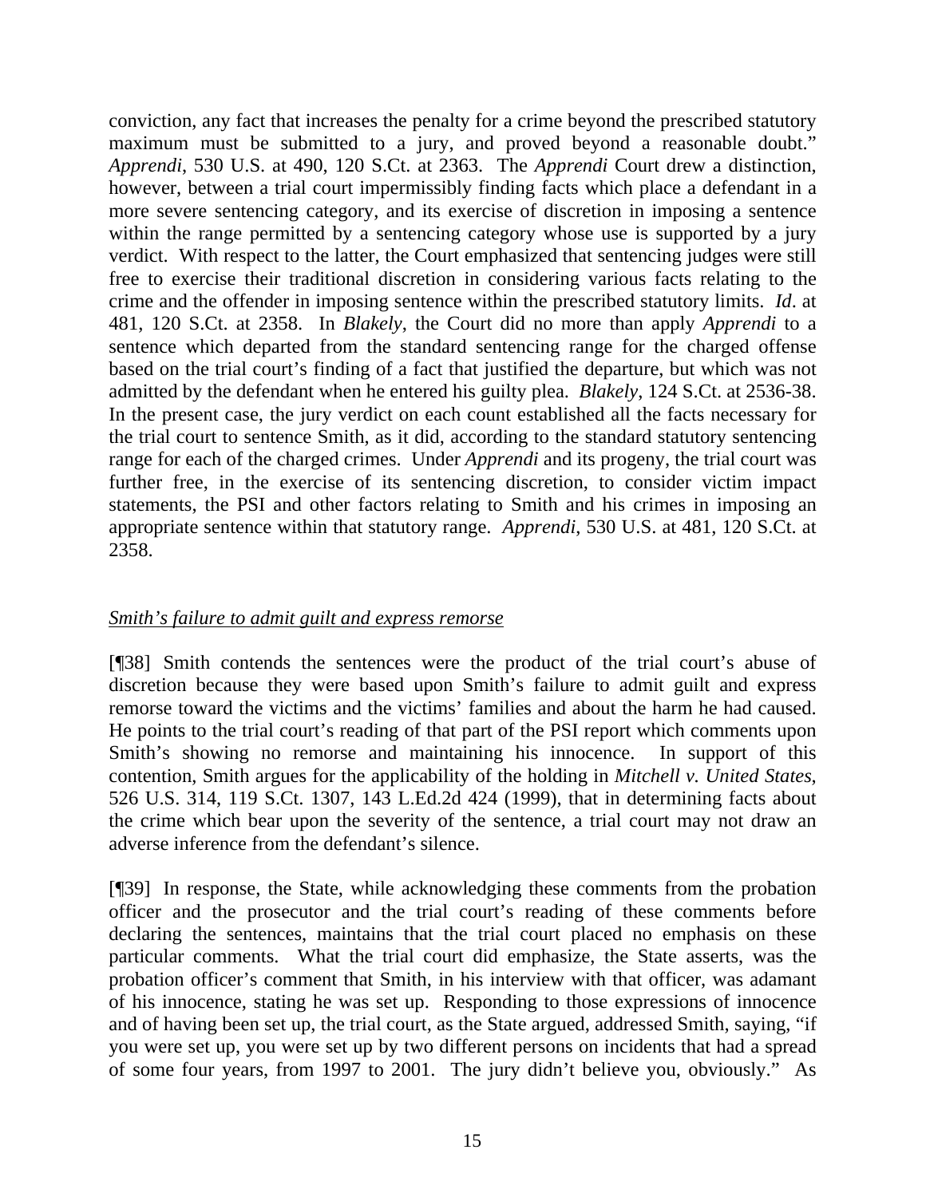conviction, any fact that increases the penalty for a crime beyond the prescribed statutory maximum must be submitted to a jury, and proved beyond a reasonable doubt." *Apprendi*, 530 U.S. at 490, 120 S.Ct. at 2363. The *Apprendi* Court drew a distinction, however, between a trial court impermissibly finding facts which place a defendant in a more severe sentencing category, and its exercise of discretion in imposing a sentence within the range permitted by a sentencing category whose use is supported by a jury verdict. With respect to the latter, the Court emphasized that sentencing judges were still free to exercise their traditional discretion in considering various facts relating to the crime and the offender in imposing sentence within the prescribed statutory limits. *Id*. at 481, 120 S.Ct. at 2358. In *Blakely*, the Court did no more than apply *Apprendi* to a sentence which departed from the standard sentencing range for the charged offense based on the trial court's finding of a fact that justified the departure, but which was not admitted by the defendant when he entered his guilty plea. *Blakely*, 124 S.Ct. at 2536-38. In the present case, the jury verdict on each count established all the facts necessary for the trial court to sentence Smith, as it did, according to the standard statutory sentencing range for each of the charged crimes. Under *Apprendi* and its progeny, the trial court was further free, in the exercise of its sentencing discretion, to consider victim impact statements, the PSI and other factors relating to Smith and his crimes in imposing an appropriate sentence within that statutory range. *Apprendi*, 530 U.S. at 481, 120 S.Ct. at 2358.

*Smith's failure to admit guilt and express remorse*

[¶38] Smith contends the sentences were the product of the trial court's abuse of discretion because they were based upon Smith's failure to admit guilt and express remorse toward the victims and the victims' families and about the harm he had caused. He points to the trial court's reading of that part of the PSI report which comments upon Smith's showing no remorse and maintaining his innocence. In support of this contention, Smith argues for the applicability of the holding in *Mitchell v. United States*, 526 U.S. 314, 119 S.Ct. 1307, 143 L.Ed.2d 424 (1999), that in determining facts about the crime which bear upon the severity of the sentence, a trial court may not draw an adverse inference from the defendant's silence.

[¶39] In response, the State, while acknowledging these comments from the probation officer and the prosecutor and the trial court's reading of these comments before declaring the sentences, maintains that the trial court placed no emphasis on these particular comments. What the trial court did emphasize, the State asserts, was the probation officer's comment that Smith, in his interview with that officer, was adamant of his innocence, stating he was set up. Responding to those expressions of innocence and of having been set up, the trial court, as the State argued, addressed Smith, saying, "if you were set up, you were set up by two different persons on incidents that had a spread of some four years, from 1997 to 2001. The jury didn't believe you, obviously." As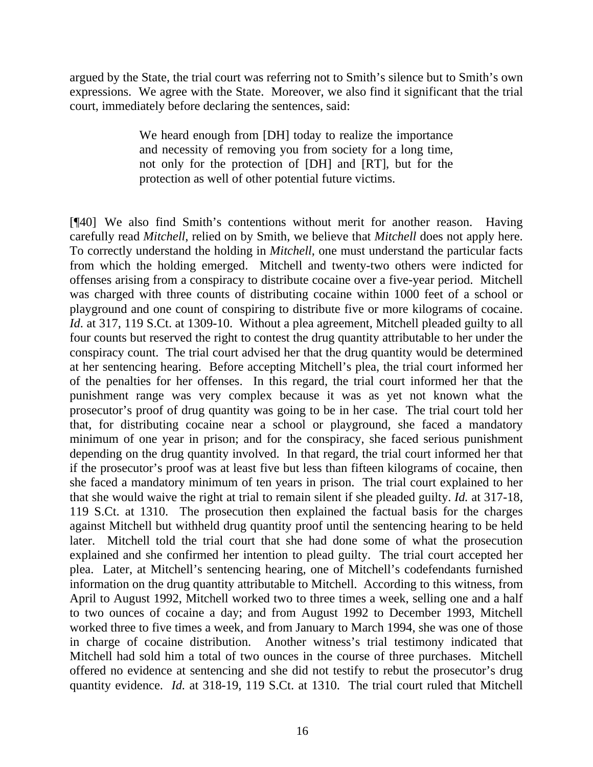argued by the State, the trial court was referring not to Smith's silence but to Smith's own expressions. We agree with the State. Moreover, we also find it significant that the trial court, immediately before declaring the sentences, said:

> We heard enough from [DH] today to realize the importance and necessity of removing you from society for a long time, not only for the protection of [DH] and [RT], but for the protection as well of other potential future victims.

[¶40] We also find Smith's contentions without merit for another reason. Having carefully read *Mitchell*, relied on by Smith, we believe that *Mitchell* does not apply here. To correctly understand the holding in *Mitchell*, one must understand the particular facts from which the holding emerged. Mitchell and twenty-two others were indicted for offenses arising from a conspiracy to distribute cocaine over a five-year period. Mitchell was charged with three counts of distributing cocaine within 1000 feet of a school or playground and one count of conspiring to distribute five or more kilograms of cocaine. *Id*. at 317, 119 S.Ct. at 1309-10. Without a plea agreement, Mitchell pleaded guilty to all four counts but reserved the right to contest the drug quantity attributable to her under the conspiracy count. The trial court advised her that the drug quantity would be determined at her sentencing hearing. Before accepting Mitchell's plea, the trial court informed her of the penalties for her offenses. In this regard, the trial court informed her that the punishment range was very complex because it was as yet not known what the prosecutor's proof of drug quantity was going to be in her case. The trial court told her that, for distributing cocaine near a school or playground, she faced a mandatory minimum of one year in prison; and for the conspiracy, she faced serious punishment depending on the drug quantity involved. In that regard, the trial court informed her that if the prosecutor's proof was at least five but less than fifteen kilograms of cocaine, then she faced a mandatory minimum of ten years in prison. The trial court explained to her that she would waive the right at trial to remain silent if she pleaded guilty. *Id.* at 317-18, 119 S.Ct. at 1310. The prosecution then explained the factual basis for the charges against Mitchell but withheld drug quantity proof until the sentencing hearing to be held later. Mitchell told the trial court that she had done some of what the prosecution explained and she confirmed her intention to plead guilty. The trial court accepted her plea. Later, at Mitchell's sentencing hearing, one of Mitchell's codefendants furnished information on the drug quantity attributable to Mitchell. According to this witness, from April to August 1992, Mitchell worked two to three times a week, selling one and a half to two ounces of cocaine a day; and from August 1992 to December 1993, Mitchell worked three to five times a week, and from January to March 1994, she was one of those in charge of cocaine distribution. Another witness's trial testimony indicated that Mitchell had sold him a total of two ounces in the course of three purchases. Mitchell offered no evidence at sentencing and she did not testify to rebut the prosecutor's drug quantity evidence. *Id.* at 318-19, 119 S.Ct. at 1310. The trial court ruled that Mitchell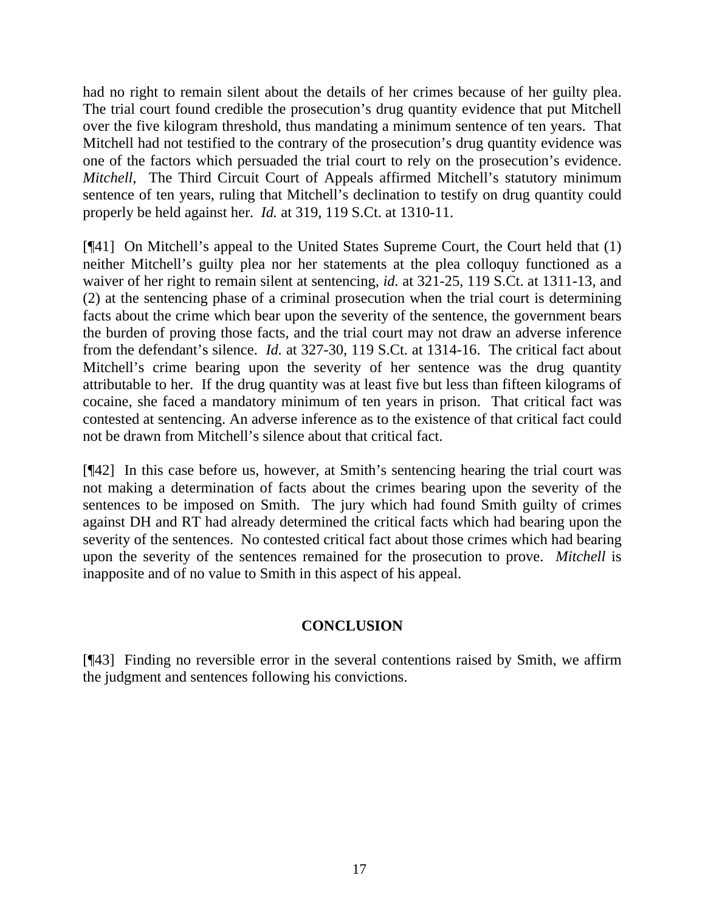had no right to remain silent about the details of her crimes because of her guilty plea. The trial court found credible the prosecution's drug quantity evidence that put Mitchell over the five kilogram threshold, thus mandating a minimum sentence of ten years. That Mitchell had not testified to the contrary of the prosecution's drug quantity evidence was one of the factors which persuaded the trial court to rely on the prosecution's evidence. *Mitchell*, The Third Circuit Court of Appeals affirmed Mitchell's statutory minimum sentence of ten years, ruling that Mitchell's declination to testify on drug quantity could properly be held against her. *Id.* at 319, 119 S.Ct. at 1310-11.

[¶41] On Mitchell's appeal to the United States Supreme Court, the Court held that (1) neither Mitchell's guilty plea nor her statements at the plea colloquy functioned as a waiver of her right to remain silent at sentencing, *id.* at 321-25, 119 S.Ct. at 1311-13, and (2) at the sentencing phase of a criminal prosecution when the trial court is determining facts about the crime which bear upon the severity of the sentence, the government bears the burden of proving those facts, and the trial court may not draw an adverse inference from the defendant's silence. *Id.* at 327-30, 119 S.Ct. at 1314-16. The critical fact about Mitchell's crime bearing upon the severity of her sentence was the drug quantity attributable to her. If the drug quantity was at least five but less than fifteen kilograms of cocaine, she faced a mandatory minimum of ten years in prison. That critical fact was contested at sentencing. An adverse inference as to the existence of that critical fact could not be drawn from Mitchell's silence about that critical fact.

[¶42] In this case before us, however, at Smith's sentencing hearing the trial court was not making a determination of facts about the crimes bearing upon the severity of the sentences to be imposed on Smith. The jury which had found Smith guilty of crimes against DH and RT had already determined the critical facts which had bearing upon the severity of the sentences. No contested critical fact about those crimes which had bearing upon the severity of the sentences remained for the prosecution to prove. *Mitchell* is inapposite and of no value to Smith in this aspect of his appeal.

## CONCLUSION

[¶43] Finding no reversible error in the several contentions raised by Smith, we affirm the judgment and sentences following his convictions.